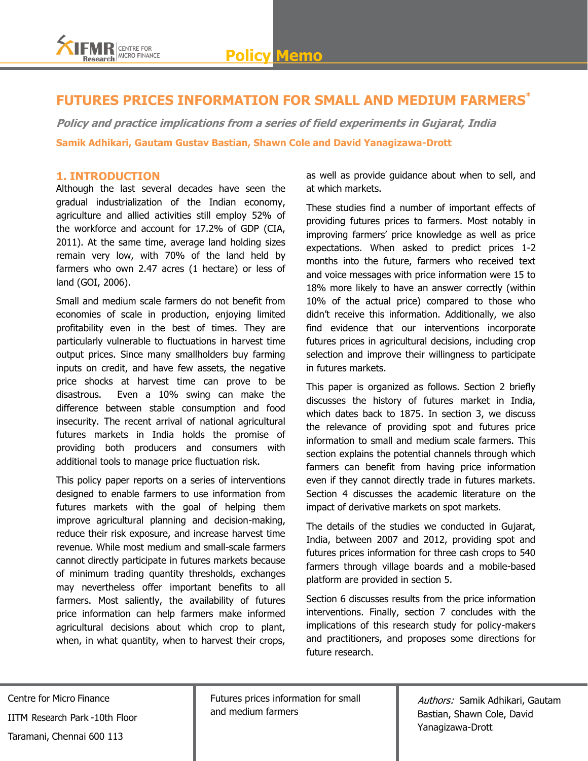# FUTURES PRICES INFORMATION FOR SMALL AND MEDIUM FARMERS*

***Policy and practice implications from a series of field experiments in Gujarat, India***

**Samik Adhikari, Gautam Gustav Bastian, Shawn Cole and David Yanagizawa-Drott**

## 1. INTRODUCTION

Although the last several decades have seen the gradual industrialization of the Indian economy, agriculture and allied activities still employ 52% of the workforce and account for 17.2% of GDP (CIA, 2011). At the same time, average land holding sizes remain very low, with 70% of the land held by farmers who own 2.47 acres (1 hectare) or less of land (GOI, 2006).

Small and medium scale farmers do not benefit from economies of scale in production, enjoying limited profitability even in the best of times. They are particularly vulnerable to fluctuations in harvest time output prices. Since many smallholders buy farming inputs on credit, and have few assets, the negative price shocks at harvest time can prove to be disastrous. Even a 10% swing can make the difference between stable consumption and food insecurity. The recent arrival of national agricultural futures markets in India holds the promise of providing both producers and consumers with additional tools to manage price fluctuation risk.

This policy paper reports on a series of interventions designed to enable farmers to use information from futures markets with the goal of helping them improve agricultural planning and decision-making, reduce their risk exposure, and increase harvest time revenue. While most medium and small-scale farmers cannot directly participate in futures markets because of minimum trading quantity thresholds, exchanges may nevertheless offer important benefits to all farmers. Most saliently, the availability of futures price information can help farmers make informed agricultural decisions about which crop to plant, when, in what quantity, when to harvest their crops, as well as provide guidance about when to sell, and at which markets.

These studies find a number of important effects of providing futures prices to farmers. Most notably in improving farmers' price knowledge as well as price expectations. When asked to predict prices 1-2 months into the future, farmers who received text and voice messages with price information were 15 to 18% more likely to have an answer correctly (within 10% of the actual price) compared to those who didn't receive this information. Additionally, we also find evidence that our interventions incorporate futures prices in agricultural decisions, including crop selection and improve their willingness to participate in futures markets.

This paper is organized as follows. Section 2 briefly discusses the history of futures market in India, which dates back to 1875. In section 3, we discuss the relevance of providing spot and futures price information to small and medium scale farmers. This section explains the potential channels through which farmers can benefit from having price information even if they cannot directly trade in futures markets. Section 4 discusses the academic literature on the impact of derivative markets on spot markets.

The details of the studies we conducted in Gujarat, India, between 2007 and 2012, providing spot and futures prices information for three cash crops to 540 farmers through village boards and a mobile-based platform are provided in section 5.

Section 6 discusses results from the price information interventions. Finally, section 7 concludes with the implications of this research study for policy-makers and practitioners, and proposes some directions for future research.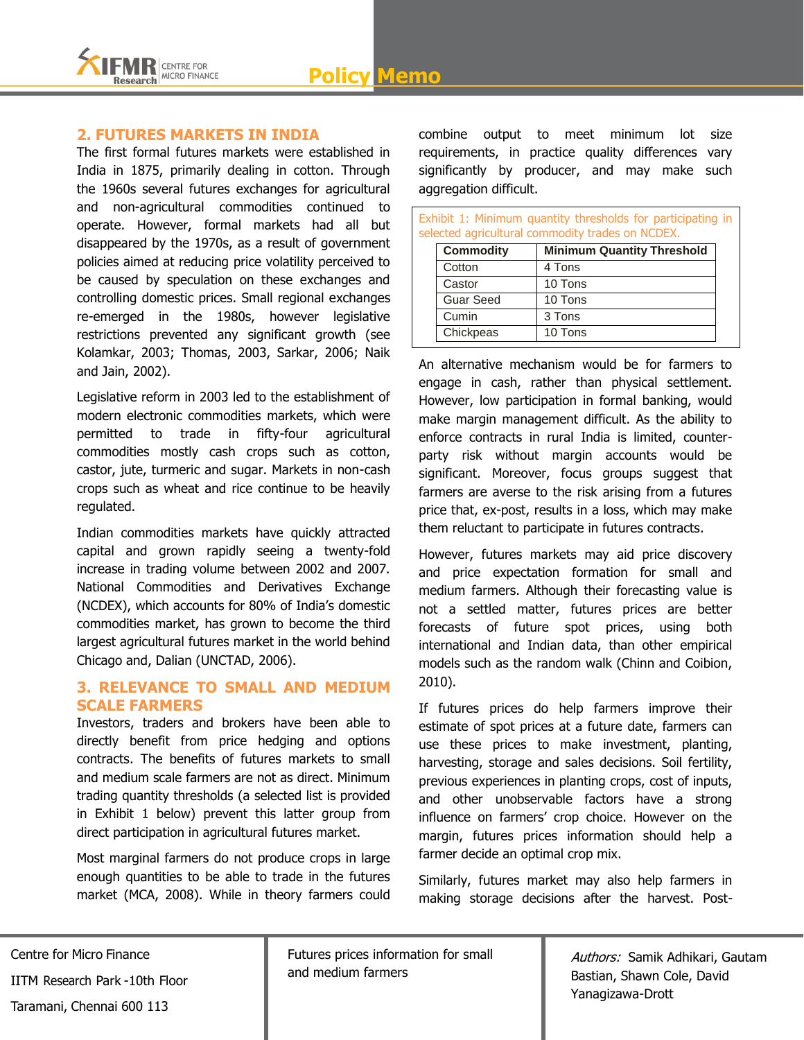## 2. FUTURES MARKETS IN INDIA

The first formal futures markets were established in India in 1875, primarily dealing in cotton. Through the 1960s several futures exchanges for agricultural and non-agricultural commodities continued to operate. However, formal markets had all but disappeared by the 1970s, as a result of government policies aimed at reducing price volatility perceived to be caused by speculation on these exchanges and controlling domestic prices. Small regional exchanges re-emerged in the 1980s, however legislative restrictions prevented any significant growth (see Kolamkar, 2003; Thomas, 2003, Sarkar, 2006; Naik and Jain, 2002).

Legislative reform in 2003 led to the establishment of modern electronic commodities markets, which were permitted to trade in fifty-four agricultural commodities mostly cash crops such as cotton, castor, jute, turmeric and sugar. Markets in non-cash crops such as wheat and rice continue to be heavily regulated.

Indian commodities markets have quickly attracted capital and grown rapidly seeing a twenty-fold increase in trading volume between 2002 and 2007. National Commodities and Derivatives Exchange (NCDEX), which accounts for 80% of India's domestic commodities market, has grown to become the third largest agricultural futures market in the world behind Chicago and, Dalian (UNCTAD, 2006).

## 3. RELEVANCE TO SMALL AND MEDIUM SCALE FARMERS

Investors, traders and brokers have been able to directly benefit from price hedging and options contracts. The benefits of futures markets to small and medium scale farmers are not as direct. Minimum trading quantity thresholds (a selected list is provided in Exhibit 1 below) prevent this latter group from direct participation in agricultural futures market.

Most marginal farmers do not produce crops in large enough quantities to be able to trade in the futures market (MCA, 2008). While in theory farmers could combine output to meet minimum lot size requirements, in practice quality differences vary significantly by producer, and may make such aggregation difficult.

Exhibit 1: Minimum quantity thresholds for participating in selected agricultural commodity trades on NCDEX.

| Commodity | Minimum Quantity Threshold |
|---|---|
| Cotton | 4 Tons |
| Castor | 10 Tons |
| Guar Seed | 10 Tons |
| Cumin | 3 Tons |
| Chickpeas | 10 Tons |

An alternative mechanism would be for farmers to engage in cash, rather than physical settlement. However, low participation in formal banking, would make margin management difficult. As the ability to enforce contracts in rural India is limited, counter-party risk without margin accounts would be significant. Moreover, focus groups suggest that farmers are averse to the risk arising from a futures price that, ex-post, results in a loss, which may make them reluctant to participate in futures contracts.

However, futures markets may aid price discovery and price expectation formation for small and medium farmers. Although their forecasting value is not a settled matter, futures prices are better forecasts of future spot prices, using both international and Indian data, than other empirical models such as the random walk (Chinn and Coibion, 2010).

If futures prices do help farmers improve their estimate of spot prices at a future date, farmers can use these prices to make investment, planting, harvesting, storage and sales decisions. Soil fertility, previous experiences in planting crops, cost of inputs, and other unobservable factors have a strong influence on farmers' crop choice. However on the margin, futures prices information should help a farmer decide an optimal crop mix.

Similarly, futures market may also help farmers in making storage decisions after the harvest. Post-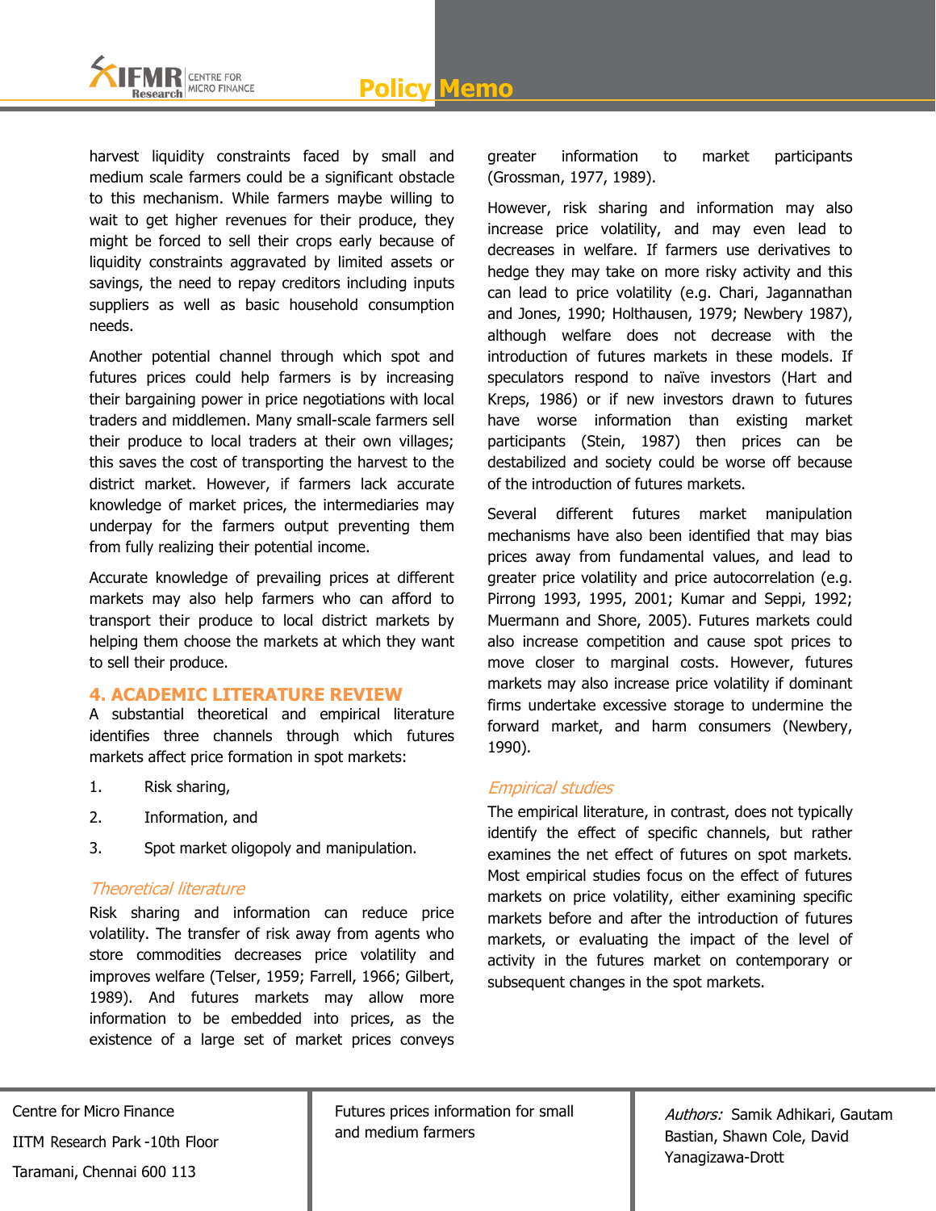harvest liquidity constraints faced by small and medium scale farmers could be a significant obstacle to this mechanism. While farmers maybe willing to wait to get higher revenues for their produce, they might be forced to sell their crops early because of liquidity constraints aggravated by limited assets or savings, the need to repay creditors including inputs suppliers as well as basic household consumption needs.

Another potential channel through which spot and futures prices could help farmers is by increasing their bargaining power in price negotiations with local traders and middlemen. Many small-scale farmers sell their produce to local traders at their own villages; this saves the cost of transporting the harvest to the district market. However, if farmers lack accurate knowledge of market prices, the intermediaries may underpay for the farmers output preventing them from fully realizing their potential income.

Accurate knowledge of prevailing prices at different markets may also help farmers who can afford to transport their produce to local district markets by helping them choose the markets at which they want to sell their produce.

## 4. ACADEMIC LITERATURE REVIEW

A substantial theoretical and empirical literature identifies three channels through which futures markets affect price formation in spot markets:

1. Risk sharing,
2. Information, and
3. Spot market oligopoly and manipulation.

### *Theoretical literature*

Risk sharing and information can reduce price volatility. The transfer of risk away from agents who store commodities decreases price volatility and improves welfare (Telser, 1959; Farrell, 1966; Gilbert, 1989). And futures markets may allow more information to be embedded into prices, as the existence of a large set of market prices conveys greater information to market participants (Grossman, 1977, 1989).

However, risk sharing and information may also increase price volatility, and may even lead to decreases in welfare. If farmers use derivatives to hedge they may take on more risky activity and this can lead to price volatility (e.g. Chari, Jagannathan and Jones, 1990; Holthausen, 1979; Newbery 1987), although welfare does not decrease with the introduction of futures markets in these models. If speculators respond to naïve investors (Hart and Kreps, 1986) or if new investors drawn to futures have worse information than existing market participants (Stein, 1987) then prices can be destabilized and society could be worse off because of the introduction of futures markets.

Several different futures market manipulation mechanisms have also been identified that may bias prices away from fundamental values, and lead to greater price volatility and price autocorrelation (e.g. Pirrong 1993, 1995, 2001; Kumar and Seppi, 1992; Muermann and Shore, 2005). Futures markets could also increase competition and cause spot prices to move closer to marginal costs. However, futures markets may also increase price volatility if dominant firms undertake excessive storage to undermine the forward market, and harm consumers (Newbery, 1990).

### *Empirical studies*

The empirical literature, in contrast, does not typically identify the effect of specific channels, but rather examines the net effect of futures on spot markets. Most empirical studies focus on the effect of futures markets on price volatility, either examining specific markets before and after the introduction of futures markets, or evaluating the impact of the level of activity in the futures market on contemporary or subsequent changes in the spot markets.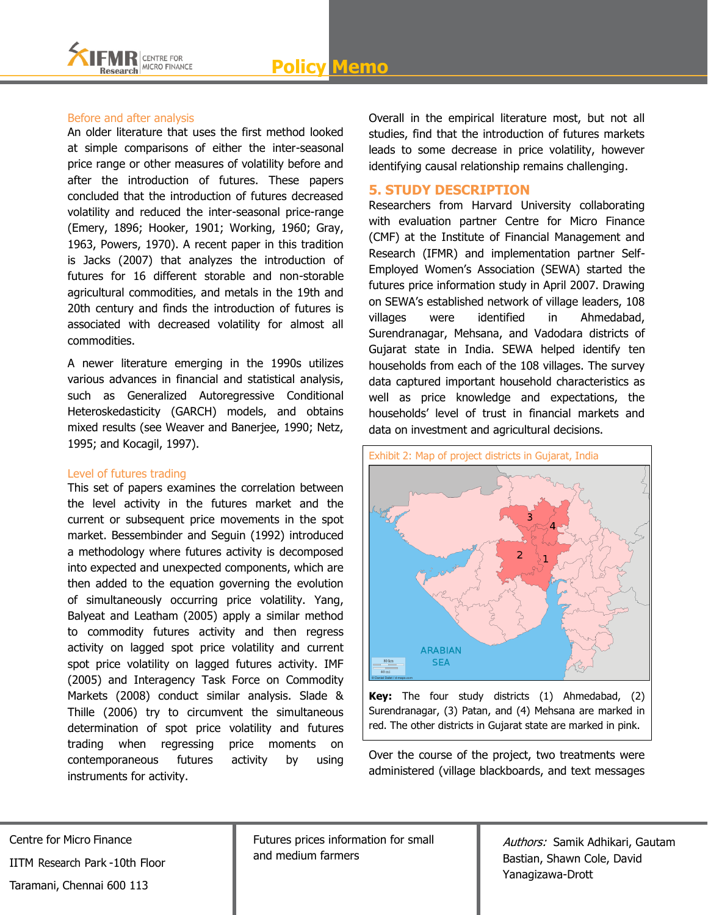### Before and after analysis

An older literature that uses the first method looked at simple comparisons of either the inter-seasonal price range or other measures of volatility before and after the introduction of futures. These papers concluded that the introduction of futures decreased volatility and reduced the inter-seasonal price-range (Emery, 1896; Hooker, 1901; Working, 1960; Gray, 1963, Powers, 1970). A recent paper in this tradition is Jacks (2007) that analyzes the introduction of futures for 16 different storable and non-storable agricultural commodities, and metals in the 19th and 20th century and finds the introduction of futures is associated with decreased volatility for almost all commodities.

A newer literature emerging in the 1990s utilizes various advances in financial and statistical analysis, such as Generalized Autoregressive Conditional Heteroskedasticity (GARCH) models, and obtains mixed results (see Weaver and Banerjee, 1990; Netz, 1995; and Kocagil, 1997).

### Level of futures trading

This set of papers examines the correlation between the level activity in the futures market and the current or subsequent price movements in the spot market. Bessembinder and Seguin (1992) introduced a methodology where futures activity is decomposed into expected and unexpected components, which are then added to the equation governing the evolution of simultaneously occurring price volatility. Yang, Balyeat and Leatham (2005) apply a similar method to commodity futures activity and then regress activity on lagged spot price volatility and current spot price volatility on lagged futures activity. IMF (2005) and Interagency Task Force on Commodity Markets (2008) conduct similar analysis. Slade & Thille (2006) try to circumvent the simultaneous determination of spot price volatility and futures trading when regressing price moments on contemporaneous futures activity by using instruments for activity.

Overall in the empirical literature most, but not all studies, find that the introduction of futures markets leads to some decrease in price volatility, however identifying causal relationship remains challenging.

## 5. STUDY DESCRIPTION

Researchers from Harvard University collaborating with evaluation partner Centre for Micro Finance (CMF) at the Institute of Financial Management and Research (IFMR) and implementation partner Self-Employed Women's Association (SEWA) started the futures price information study in April 2007. Drawing on SEWA's established network of village leaders, 108 villages were identified in Ahmedabad, Surendranagar, Mehsana, and Vadodara districts of Gujarat state in India. SEWA helped identify ten households from each of the 108 villages. The survey data captured important household characteristics as well as price knowledge and expectations, the households' level of trust in financial markets and data on investment and agricultural decisions.

Exhibit 2: Map of project districts in Gujarat, India

**Key:** The four study districts (1) Ahmedabad, (2) Surendranagar, (3) Patan, and (4) Mehsana are marked in red. The other districts in Gujarat state are marked in pink.

Over the course of the project, two treatments were administered (village blackboards, and text messages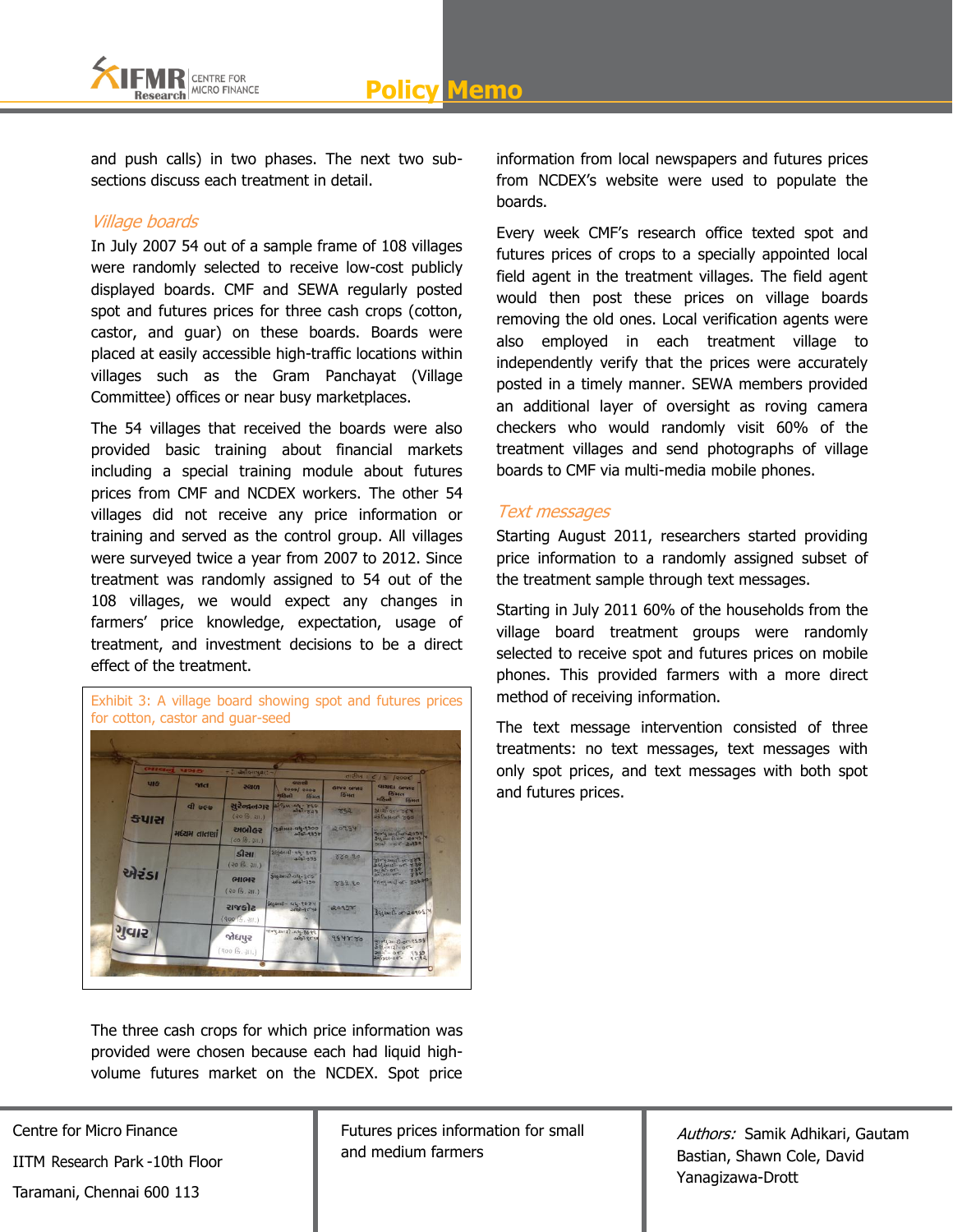and push calls) in two phases. The next two sub-sections discuss each treatment in detail.

### *Village boards*

In July 2007 54 out of a sample frame of 108 villages were randomly selected to receive low-cost publicly displayed boards. CMF and SEWA regularly posted spot and futures prices for three cash crops (cotton, castor, and guar) on these boards. Boards were placed at easily accessible high-traffic locations within villages such as the Gram Panchayat (Village Committee) offices or near busy marketplaces.

The 54 villages that received the boards were also provided basic training about financial markets including a special training module about futures prices from CMF and NCDEX workers. The other 54 villages did not receive any price information or training and served as the control group. All villages were surveyed twice a year from 2007 to 2012. Since treatment was randomly assigned to 54 out of the 108 villages, we would expect any changes in farmers' price knowledge, expectation, usage of treatment, and investment decisions to be a direct effect of the treatment.

Exhibit 3: A village board showing spot and futures prices for cotton, castor and guar-seed

The three cash crops for which price information was provided were chosen because each had liquid high-volume futures market on the NCDEX. Spot price information from local newspapers and futures prices from NCDEX's website were used to populate the boards.

Every week CMF's research office texted spot and futures prices of crops to a specially appointed local field agent in the treatment villages. The field agent would then post these prices on village boards removing the old ones. Local verification agents were also employed in each treatment village to independently verify that the prices were accurately posted in a timely manner. SEWA members provided an additional layer of oversight as roving camera checkers who would randomly visit 60% of the treatment villages and send photographs of village boards to CMF via multi-media mobile phones.

### *Text messages*

Starting August 2011, researchers started providing price information to a randomly assigned subset of the treatment sample through text messages.

Starting in July 2011 60% of the households from the village board treatment groups were randomly selected to receive spot and futures prices on mobile phones. This provided farmers with a more direct method of receiving information.

The text message intervention consisted of three treatments: no text messages, text messages with only spot prices, and text messages with both spot and futures prices.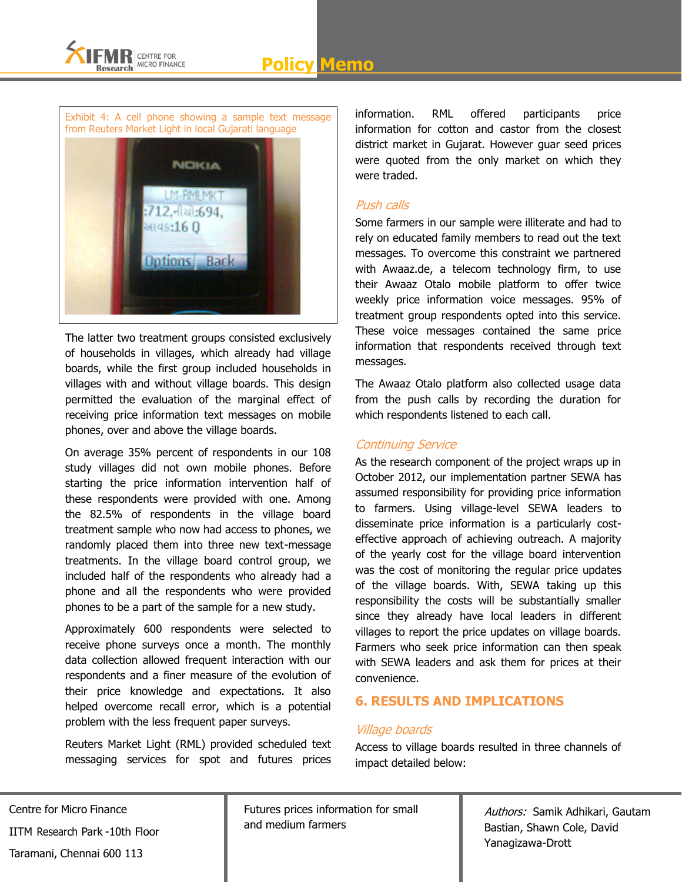Exhibit 4: A cell phone showing a sample text message from Reuters Market Light in local Gujarati language

The latter two treatment groups consisted exclusively of households in villages, which already had village boards, while the first group included households in villages with and without village boards. This design permitted the evaluation of the marginal effect of receiving price information text messages on mobile phones, over and above the village boards.

On average 35% percent of respondents in our 108 study villages did not own mobile phones. Before starting the price information intervention half of these respondents were provided with one. Among the 82.5% of respondents in the village board treatment sample who now had access to phones, we randomly placed them into three new text-message treatments. In the village board control group, we included half of the respondents who already had a phone and all the respondents who were provided phones to be a part of the sample for a new study.

Approximately 600 respondents were selected to receive phone surveys once a month. The monthly data collection allowed frequent interaction with our respondents and a finer measure of the evolution of their price knowledge and expectations. It also helped overcome recall error, which is a potential problem with the less frequent paper surveys.

Reuters Market Light (RML) provided scheduled text messaging services for spot and futures prices information. RML offered participants price information for cotton and castor from the closest district market in Gujarat. However guar seed prices were quoted from the only market on which they were traded.

### *Push calls*

Some farmers in our sample were illiterate and had to rely on educated family members to read out the text messages. To overcome this constraint we partnered with Awaaz.de, a telecom technology firm, to use their Awaaz Otalo mobile platform to offer twice weekly price information voice messages. 95% of treatment group respondents opted into this service. These voice messages contained the same price information that respondents received through text messages.

The Awaaz Otalo platform also collected usage data from the push calls by recording the duration for which respondents listened to each call.

### *Continuing Service*

As the research component of the project wraps up in October 2012, our implementation partner SEWA has assumed responsibility for providing price information to farmers. Using village-level SEWA leaders to disseminate price information is a particularly cost-effective approach of achieving outreach. A majority of the yearly cost for the village board intervention was the cost of monitoring the regular price updates of the village boards. With, SEWA taking up this responsibility the costs will be substantially smaller since they already have local leaders in different villages to report the price updates on village boards. Farmers who seek price information can then speak with SEWA leaders and ask them for prices at their convenience.

## 6. RESULTS AND IMPLICATIONS

### *Village boards*

Access to village boards resulted in three channels of impact detailed below: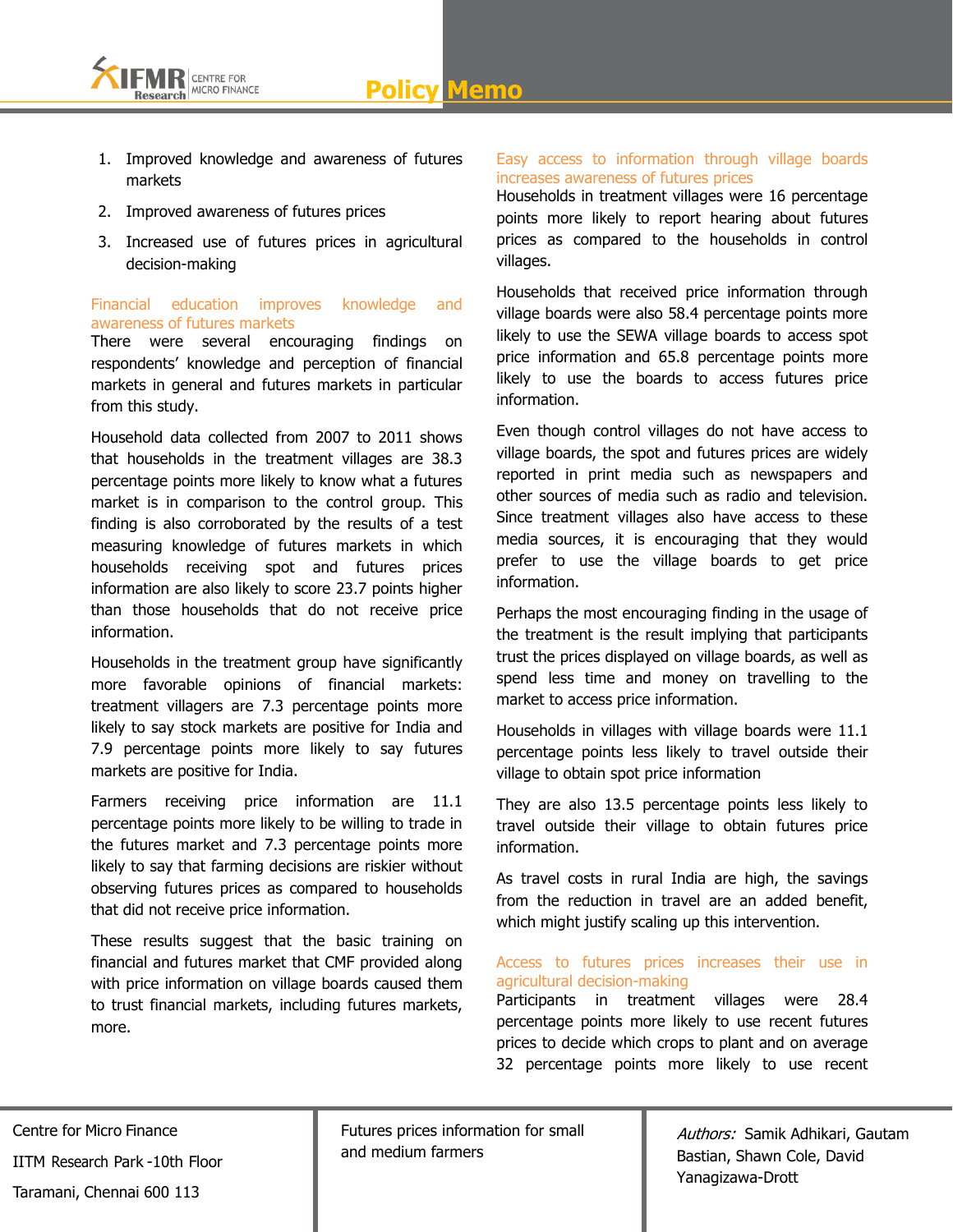1. Improved knowledge and awareness of futures markets
2. Improved awareness of futures prices
3. Increased use of futures prices in agricultural decision-making

### Financial education improves knowledge and awareness of futures markets

There were several encouraging findings on respondents' knowledge and perception of financial markets in general and futures markets in particular from this study.

Household data collected from 2007 to 2011 shows that households in the treatment villages are 38.3 percentage points more likely to know what a futures market is in comparison to the control group. This finding is also corroborated by the results of a test measuring knowledge of futures markets in which households receiving spot and futures prices information are also likely to score 23.7 points higher than those households that do not receive price information.

Households in the treatment group have significantly more favorable opinions of financial markets: treatment villagers are 7.3 percentage points more likely to say stock markets are positive for India and 7.9 percentage points more likely to say futures markets are positive for India.

Farmers receiving price information are 11.1 percentage points more likely to be willing to trade in the futures market and 7.3 percentage points more likely to say that farming decisions are riskier without observing futures prices as compared to households that did not receive price information.

These results suggest that the basic training on financial and futures market that CMF provided along with price information on village boards caused them to trust financial markets, including futures markets, more.

### Easy access to information through village boards increases awareness of futures prices

Households in treatment villages were 16 percentage points more likely to report hearing about futures prices as compared to the households in control villages.

Households that received price information through village boards were also 58.4 percentage points more likely to use the SEWA village boards to access spot price information and 65.8 percentage points more likely to use the boards to access futures price information.

Even though control villages do not have access to village boards, the spot and futures prices are widely reported in print media such as newspapers and other sources of media such as radio and television. Since treatment villages also have access to these media sources, it is encouraging that they would prefer to use the village boards to get price information.

Perhaps the most encouraging finding in the usage of the treatment is the result implying that participants trust the prices displayed on village boards, as well as spend less time and money on travelling to the market to access price information.

Households in villages with village boards were 11.1 percentage points less likely to travel outside their village to obtain spot price information

They are also 13.5 percentage points less likely to travel outside their village to obtain futures price information.

As travel costs in rural India are high, the savings from the reduction in travel are an added benefit, which might justify scaling up this intervention.

### Access to futures prices increases their use in agricultural decision-making

Participants in treatment villages were 28.4 percentage points more likely to use recent futures prices to decide which crops to plant and on average 32 percentage points more likely to use recent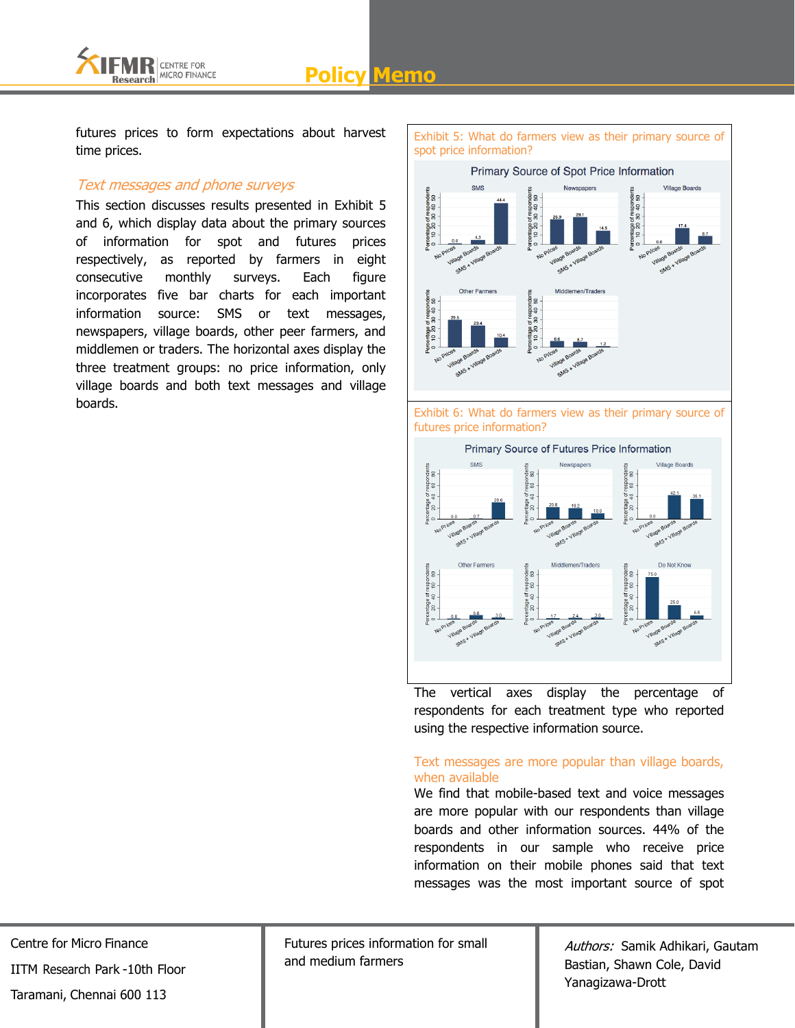futures prices to form expectations about harvest time prices.

### *Text messages and phone surveys*

This section discusses results presented in Exhibit 5 and 6, which display data about the primary sources of information for spot and futures prices respectively, as reported by farmers in eight consecutive monthly surveys. Each figure incorporates five bar charts for each important information source: SMS or text messages, newspapers, village boards, other peer farmers, and middlemen or traders. The horizontal axes display the three treatment groups: no price information, only village boards and both text messages and village boards.

Exhibit 5: What do farmers view as their primary source of spot price information?

**Primary Source of Spot Price Information** (Percentage of respondents)

| Source | No Prices | Village Boards | SMS + Village Boards |
|---|---|---|---|
| SMS | 0.6 | 4.3 | 44.4 |
| Newspapers | 26.9 | 29.1 | 14.5 |
| Village Boards | 0.6 | 17.4 | 8.7 |
| Other Farmers | 29.5 | 23.4 | 10.4 |
| Middlemen/Traders | 6.6 | 5.7 | 1.2 |

Exhibit 6: What do farmers view as their primary source of futures price information?

**Primary Source of Futures Price Information** (Percentage of respondents)

| Source | No Prices | Village Boards | SMS + Village Boards |
|---|---|---|---|
| SMS | 0.0 | 0.7 | 29.6 |
| Newspapers | 20.8 | 19.2 | 10.0 |
| Village Boards | 0.0 | 42.1 | 36.1 |
| Other Farmers | 0.8 | 6.8 | 3.0 |
| Middlemen/Traders | 1.7 | 2.4 | 3.0 |
| Do Not Know | 75.0 | 25.0 | 6.5 |

The vertical axes display the percentage of respondents for each treatment type who reported using the respective information source.

### Text messages are more popular than village boards, when available

We find that mobile-based text and voice messages are more popular with our respondents than village boards and other information sources. 44% of the respondents in our sample who receive price information on their mobile phones said that text messages was the most important source of spot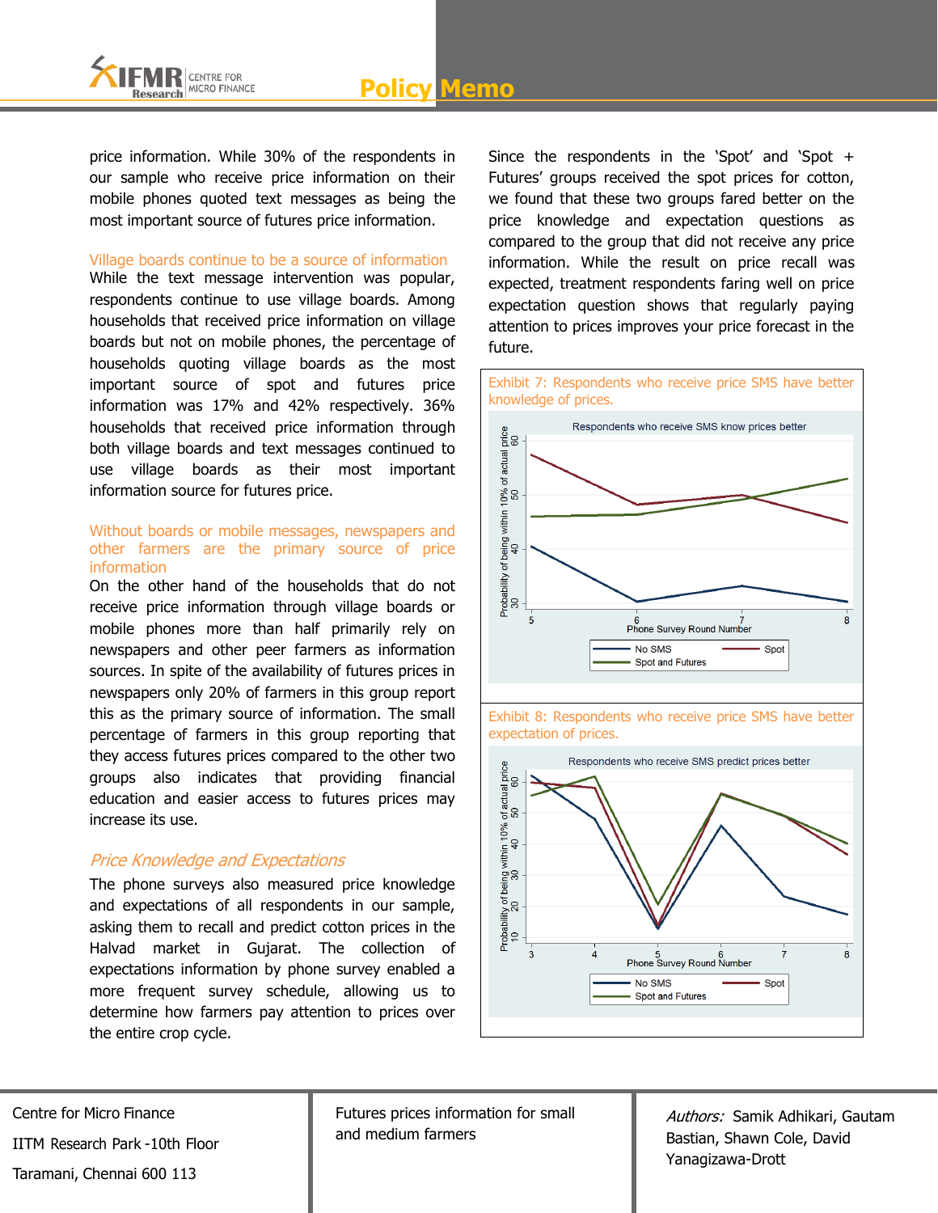price information. While 30% of the respondents in our sample who receive price information on their mobile phones quoted text messages as being the most important source of futures price information.

### Village boards continue to be a source of information

While the text message intervention was popular, respondents continue to use village boards. Among households that received price information on village boards but not on mobile phones, the percentage of households quoting village boards as the most important source of spot and futures price information was 17% and 42% respectively. 36% households that received price information through both village boards and text messages continued to use village boards as their most important information source for futures price.

### Without boards or mobile messages, newspapers and other farmers are the primary source of price information

On the other hand of the households that do not receive price information through village boards or mobile phones more than half primarily rely on newspapers and other peer farmers as information sources. In spite of the availability of futures prices in newspapers only 20% of farmers in this group report this as the primary source of information. The small percentage of farmers in this group reporting that they access futures prices compared to the other two groups also indicates that providing financial education and easier access to futures prices may increase its use.

## *Price Knowledge and Expectations*

The phone surveys also measured price knowledge and expectations of all respondents in our sample, asking them to recall and predict cotton prices in the Halvad market in Gujarat. The collection of expectations information by phone survey enabled a more frequent survey schedule, allowing us to determine how farmers pay attention to prices over the entire crop cycle.

Since the respondents in the 'Spot' and 'Spot + Futures' groups received the spot prices for cotton, we found that these two groups fared better on the price knowledge and expectation questions as compared to the group that did not receive any price information. While the result on price recall was expected, treatment respondents faring well on price expectation question shows that regularly paying attention to prices improves your price forecast in the future.

Exhibit 7: Respondents who receive price SMS have better knowledge of prices.

Exhibit 8: Respondents who receive price SMS have better expectation of prices.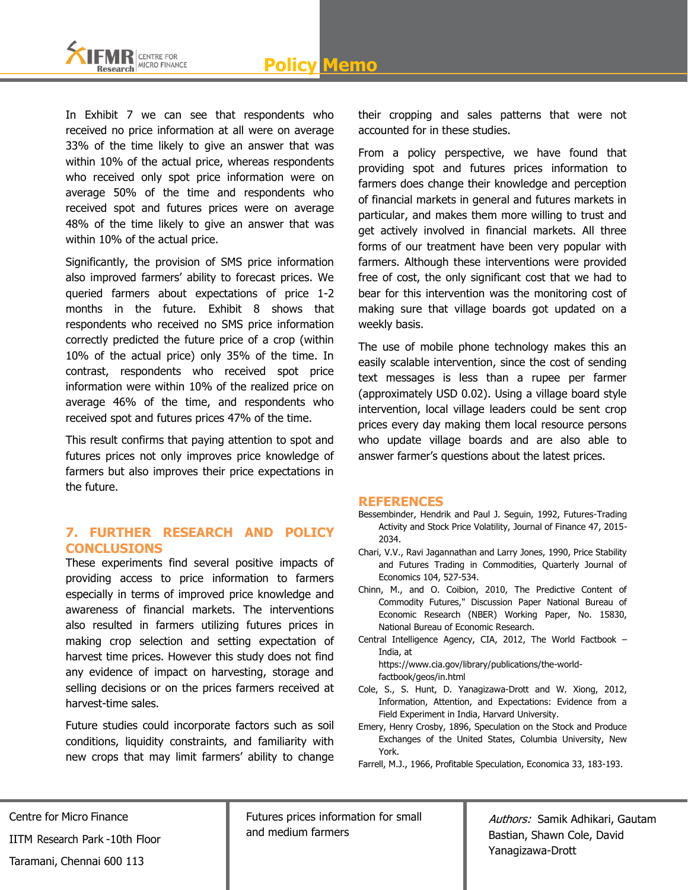In Exhibit 7 we can see that respondents who received no price information at all were on average 33% of the time likely to give an answer that was within 10% of the actual price, whereas respondents who received only spot price information were on average 50% of the time and respondents who received spot and futures prices were on average 48% of the time likely to give an answer that was within 10% of the actual price.

Significantly, the provision of SMS price information also improved farmers' ability to forecast prices. We queried farmers about expectations of price 1-2 months in the future. Exhibit 8 shows that respondents who received no SMS price information correctly predicted the future price of a crop (within 10% of the actual price) only 35% of the time. In contrast, respondents who received spot price information were within 10% of the realized price on average 46% of the time, and respondents who received spot and futures prices 47% of the time.

This result confirms that paying attention to spot and futures prices not only improves price knowledge of farmers but also improves their price expectations in the future.

## 7. FURTHER RESEARCH AND POLICY CONCLUSIONS

These experiments find several positive impacts of providing access to price information to farmers especially in terms of improved price knowledge and awareness of financial markets. The interventions also resulted in farmers utilizing futures prices in making crop selection and setting expectation of harvest time prices. However this study does not find any evidence of impact on harvesting, storage and selling decisions or on the prices farmers received at harvest-time sales.

Future studies could incorporate factors such as soil conditions, liquidity constraints, and familiarity with new crops that may limit farmers' ability to change their cropping and sales patterns that were not accounted for in these studies.

From a policy perspective, we have found that providing spot and futures prices information to farmers does change their knowledge and perception of financial markets in general and futures markets in particular, and makes them more willing to trust and get actively involved in financial markets. All three forms of our treatment have been very popular with farmers. Although these interventions were provided free of cost, the only significant cost that we had to bear for this intervention was the monitoring cost of making sure that village boards got updated on a weekly basis.

The use of mobile phone technology makes this an easily scalable intervention, since the cost of sending text messages is less than a rupee per farmer (approximately USD 0.02). Using a village board style intervention, local village leaders could be sent crop prices every day making them local resource persons who update village boards and are also able to answer farmer's questions about the latest prices.

## REFERENCES

Bessembinder, Hendrik and Paul J. Seguin, 1992, Futures-Trading Activity and Stock Price Volatility, Journal of Finance 47, 2015-2034.

Chari, V.V., Ravi Jagannathan and Larry Jones, 1990, Price Stability and Futures Trading in Commodities, Quarterly Journal of Economics 104, 527-534.

Chinn, M., and O. Coibion, 2010, The Predictive Content of Commodity Futures," Discussion Paper National Bureau of Economic Research (NBER) Working Paper, No. 15830, National Bureau of Economic Research.

Central Intelligence Agency, CIA, 2012, The World Factbook – India, at https://www.cia.gov/library/publications/the-world-factbook/geos/in.html

Cole, S., S. Hunt, D. Yanagizawa-Drott and W. Xiong, 2012, Information, Attention, and Expectations: Evidence from a Field Experiment in India, Harvard University.

Emery, Henry Crosby, 1896, Speculation on the Stock and Produce Exchanges of the United States, Columbia University, New York.

Farrell, M.J., 1966, Profitable Speculation, Economica 33, 183-193.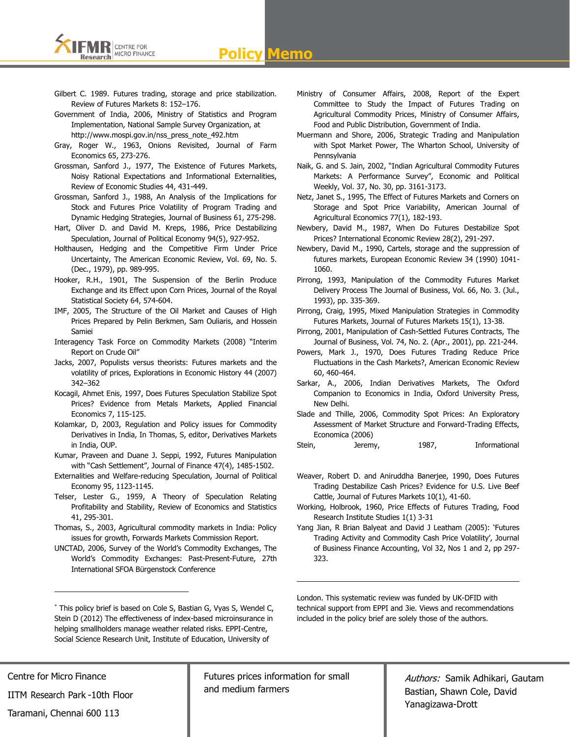Gilbert C. 1989. Futures trading, storage and price stabilization. Review of Futures Markets 8: 152–176.

Government of India, 2006, Ministry of Statistics and Program Implementation, National Sample Survey Organization, at http://www.mospi.gov.in/nss_press_note_492.htm

Gray, Roger W., 1963, Onions Revisited, Journal of Farm Economics 65, 273-276.

Grossman, Sanford J., 1977, The Existence of Futures Markets, Noisy Rational Expectations and Informational Externalities, Review of Economic Studies 44, 431-449.

Grossman, Sanford J., 1988, An Analysis of the Implications for Stock and Futures Price Volatility of Program Trading and Dynamic Hedging Strategies, Journal of Business 61, 275-298.

Hart, Oliver D. and David M. Kreps, 1986, Price Destabilizing Speculation, Journal of Political Economy 94(5), 927-952.

Holthausen, Hedging and the Competitive Firm Under Price Uncertainty, The American Economic Review, Vol. 69, No. 5. (Dec., 1979), pp. 989-995.

Hooker, R.H., 1901, The Suspension of the Berlin Produce Exchange and its Effect upon Corn Prices, Journal of the Royal Statistical Society 64, 574-604.

IMF, 2005, The Structure of the Oil Market and Causes of High Prices Prepared by Pelin Berkmen, Sam Ouliaris, and Hossein Samiei

Interagency Task Force on Commodity Markets (2008) "Interim Report on Crude Oil"

Jacks, 2007, Populists versus theorists: Futures markets and the volatility of prices, Explorations in Economic History 44 (2007) 342–362

Kocagil, Ahmet Enis, 1997, Does Futures Speculation Stabilize Spot Prices? Evidence from Metals Markets, Applied Financial Economics 7, 115-125.

Kolamkar, D, 2003, Regulation and Policy issues for Commodity Derivatives in India, In Thomas, S, editor, Derivatives Markets in India, OUP.

Kumar, Praveen and Duane J. Seppi, 1992, Futures Manipulation with "Cash Settlement", Journal of Finance 47(4), 1485-1502.

Externalities and Welfare-reducing Speculation, Journal of Political Economy 95, 1123-1145.

Telser, Lester G., 1959, A Theory of Speculation Relating Profitability and Stability, Review of Economics and Statistics 41, 295-301.

Thomas, S., 2003, Agricultural commodity markets in India: Policy issues for growth, Forwards Markets Commission Report.

UNCTAD, 2006, Survey of the World's Commodity Exchanges, The World's Commodity Exchanges: Past-Present-Future, 27th International SFOA Bürgenstock Conference

Ministry of Consumer Affairs, 2008, Report of the Expert Committee to Study the Impact of Futures Trading on Agricultural Commodity Prices, Ministry of Consumer Affairs, Food and Public Distribution, Government of India.

Muermann and Shore, 2006, Strategic Trading and Manipulation with Spot Market Power, The Wharton School, University of Pennsylvania

Naik, G. and S. Jain, 2002, "Indian Agricultural Commodity Futures Markets: A Performance Survey", Economic and Political Weekly, Vol. 37, No. 30, pp. 3161-3173.

Netz, Janet S., 1995, The Effect of Futures Markets and Corners on Storage and Spot Price Variability, American Journal of Agricultural Economics 77(1), 182-193.

Newbery, David M., 1987, When Do Futures Destabilize Spot Prices? International Economic Review 28(2), 291-297.

Newbery, David M., 1990, Cartels, storage and the suppression of futures markets, European Economic Review 34 (1990) 1041-1060.

Pirrong, 1993, Manipulation of the Commodity Futures Market Delivery Process The Journal of Business, Vol. 66, No. 3. (Jul., 1993), pp. 335-369.

Pirrong, Craig, 1995, Mixed Manipulation Strategies in Commodity Futures Markets, Journal of Futures Markets 15(1), 13-38.

Pirrong, 2001, Manipulation of Cash-Settled Futures Contracts, The Journal of Business, Vol. 74, No. 2. (Apr., 2001), pp. 221-244.

Powers, Mark J., 1970, Does Futures Trading Reduce Price Fluctuations in the Cash Markets?, American Economic Review 60, 460-464.

Sarkar, A., 2006, Indian Derivatives Markets, The Oxford Companion to Economics in India, Oxford University Press, New Delhi.

Slade and Thille, 2006, Commodity Spot Prices: An Exploratory Assessment of Market Structure and Forward-Trading Effects, Economica (2006)

Stein, Jeremy, 1987, Informational

Weaver, Robert D. and Aniruddha Banerjee, 1990, Does Futures Trading Destabilize Cash Prices? Evidence for U.S. Live Beef Cattle, Journal of Futures Markets 10(1), 41-60.

Working, Holbrook, 1960, Price Effects of Futures Trading, Food Research Institute Studies 1(1) 3-31

Yang Jian, R Brian Balyeat and David J Leatham (2005): 'Futures Trading Activity and Commodity Cash Price Volatility', Journal of Business Finance Accounting, Vol 32, Nos 1 and 2, pp 297-323.

---

[*] This policy brief is based on Cole S, Bastian G, Vyas S, Wendel C, Stein D (2012) The effectiveness of index-based microinsurance in helping smallholders manage weather related risks. EPPI-Centre, Social Science Research Unit, Institute of Education, University of London. This systematic review was funded by UK-DFID with technical support from EPPI and 3ie. Views and recommendations included in the policy brief are solely those of the authors.

---

Centre for Micro Finance

IITM Research Park -10th Floor

Taramani, Chennai 600 113

Futures prices information for small and medium farmers

*Authors:* Samik Adhikari, Gautam Bastian, Shawn Cole, David Yanagizawa-Drott